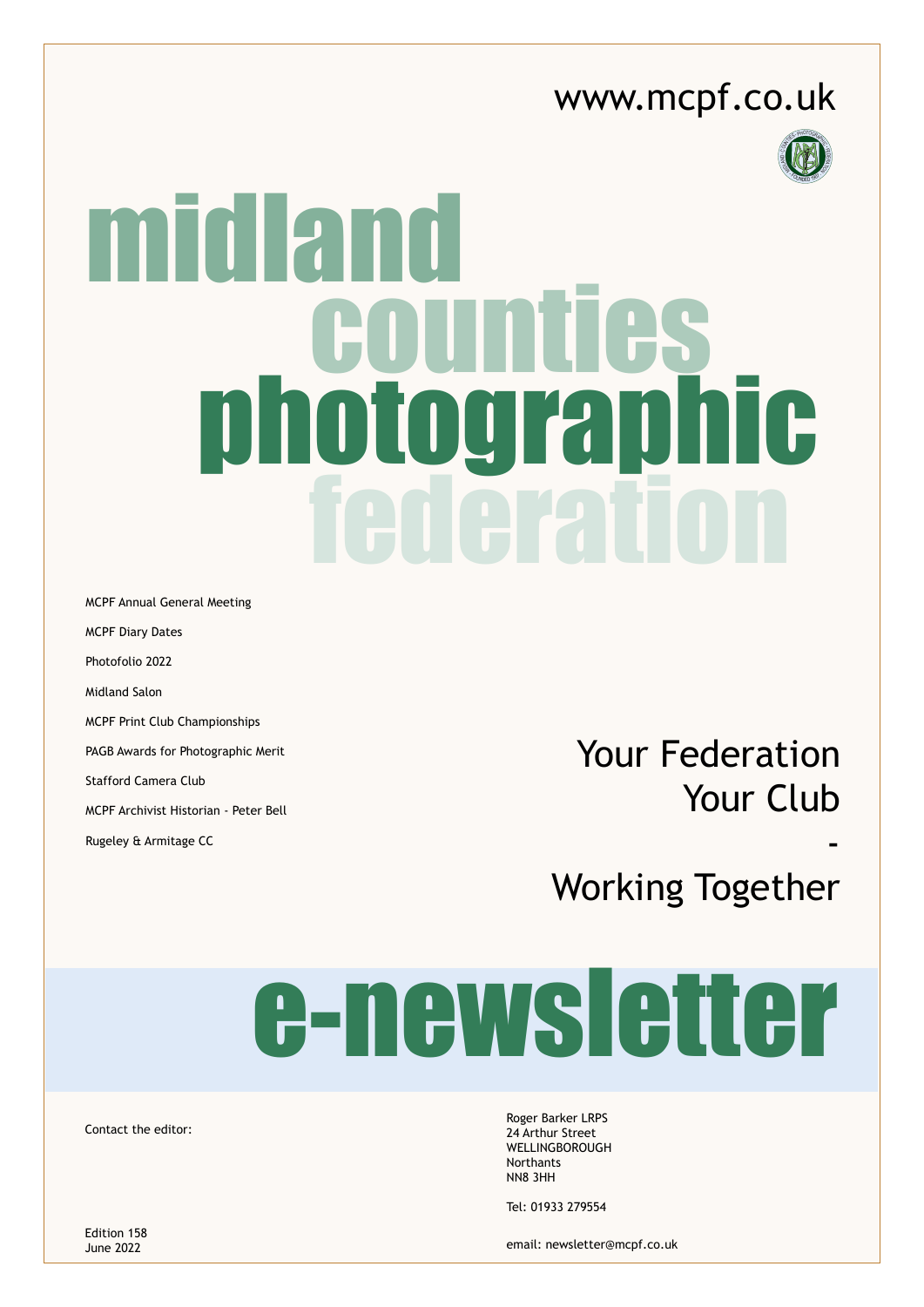www.mcpf.co.uk

# midland counties photographic federation

- MCPF Annual General Meeting
- MCPF Diary Dates
- Photofolio 2022
- Midland Salon
- MCPF Print Club Championships
- PAGB Awards for Photographic Merit
- Stafford Camera Club
- MCPF Archivist Historian - Peter Bell
- Rugeley & Armitage CC

## Your Federation
## Your Club
## -
## Working Together

# e-newsletter

Contact the editor:

Roger Barker LRPS
24 Arthur Street
WELLINGBOROUGH
Northants
NN8 3HH

Tel: 01933 279554

email: newsletter@mcpf.co.uk

Edition 158
June 2022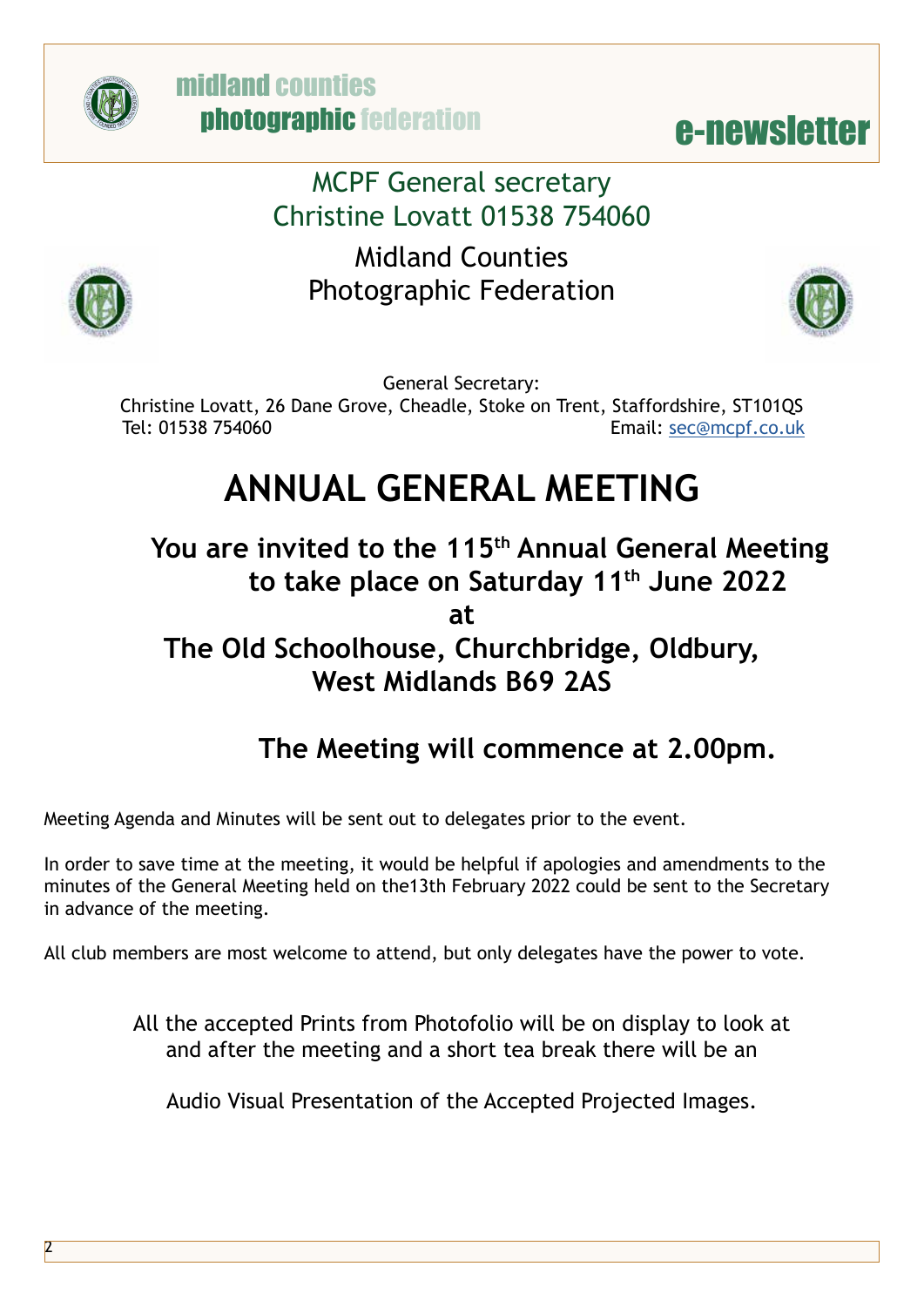MCPF General secretary
Christine Lovatt 01538 754060

Midland Counties
Photographic Federation

General Secretary:
Christine Lovatt, 26 Dane Grove, Cheadle, Stoke on Trent, Staffordshire, ST101QS
Tel: 01538 754060 Email: sec@mcpf.co.uk

# ANNUAL GENERAL MEETING

## You are invited to the 115th Annual General Meeting to take place on Saturday 11th June 2022 at The Old Schoolhouse, Churchbridge, Oldbury, West Midlands B69 2AS

## The Meeting will commence at 2.00pm.

Meeting Agenda and Minutes will be sent out to delegates prior to the event.

In order to save time at the meeting, it would be helpful if apologies and amendments to the minutes of the General Meeting held on the13th February 2022 could be sent to the Secretary in advance of the meeting.

All club members are most welcome to attend, but only delegates have the power to vote.

All the accepted Prints from Photofolio will be on display to look at and after the meeting and a short tea break there will be an

Audio Visual Presentation of the Accepted Projected Images.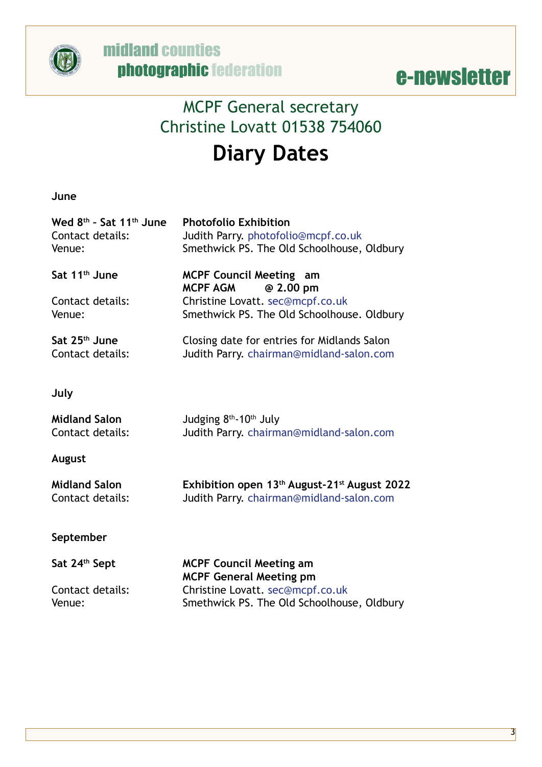MCPF General secretary
Christine Lovatt 01538 754060

# Diary Dates

**June**

**Wed 8th - Sat 11th June** **Photofolio Exhibition**
Contact details: Judith Parry. photofolio@mcpf.co.uk
Venue: Smethwick PS. The Old Schoolhouse, Oldbury

**Sat 11th June** **MCPF Council Meeting am**
**MCPF AGM @ 2.00 pm**
Contact details: Christine Lovatt. sec@mcpf.co.uk
Venue: Smethwick PS. The Old Schoolhouse. Oldbury

**Sat 25th June** Closing date for entries for Midlands Salon
Contact details: Judith Parry. chairman@midland-salon.com

**July**

**Midland Salon** Judging 8th-10th July
Contact details: Judith Parry. chairman@midland-salon.com

**August**

**Midland Salon** **Exhibition open 13th August-21st August 2022**
Contact details: Judith Parry. chairman@midland-salon.com

**September**

**Sat 24th Sept** **MCPF Council Meeting am**
**MCPF General Meeting pm**
Contact details: Christine Lovatt. sec@mcpf.co.uk
Venue: Smethwick PS. The Old Schoolhouse, Oldbury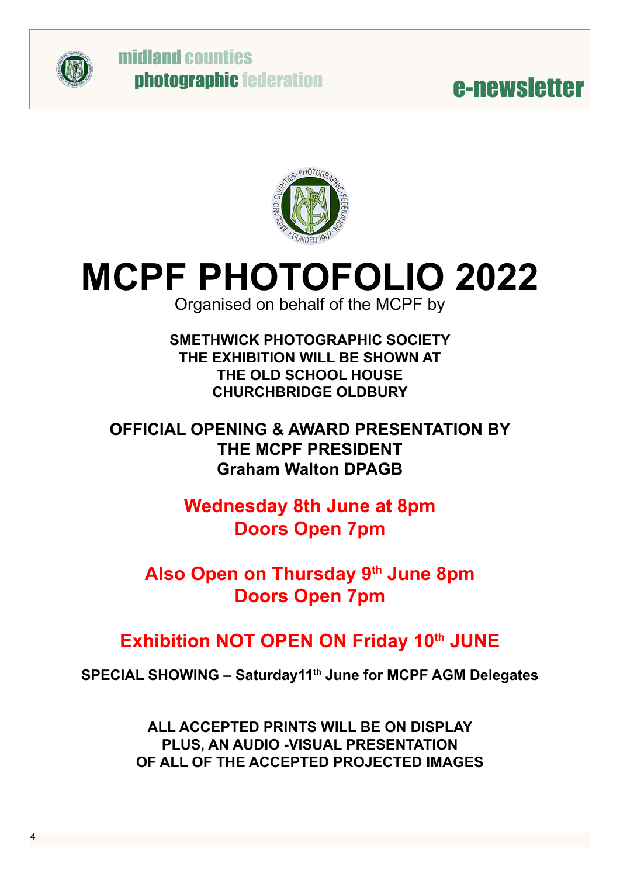# MCPF PHOTOFOLIO 2022

Organised on behalf of the MCPF by

**SMETHWICK PHOTOGRAPHIC SOCIETY**
**THE EXHIBITION WILL BE SHOWN AT**
**THE OLD SCHOOL HOUSE**
**CHURCHBRIDGE OLDBURY**

**OFFICIAL OPENING & AWARD PRESENTATION BY**
**THE MCPF PRESIDENT**
**Graham Walton DPAGB**

**Wednesday 8th June at 8pm**
**Doors Open 7pm**

**Also Open on Thursday 9th June 8pm**
**Doors Open 7pm**

**Exhibition NOT OPEN ON Friday 10th JUNE**

**SPECIAL SHOWING – Saturday11th June for MCPF AGM Delegates**

**ALL ACCEPTED PRINTS WILL BE ON DISPLAY**
**PLUS, AN AUDIO -VISUAL PRESENTATION**
**OF ALL OF THE ACCEPTED PROJECTED IMAGES**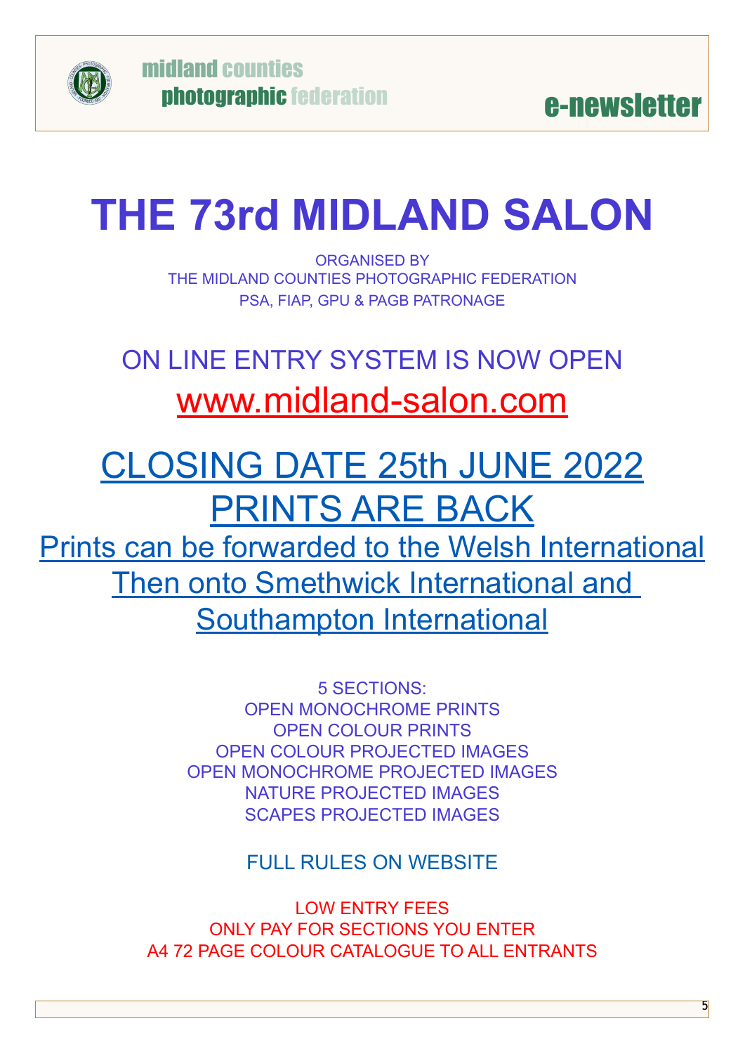# THE 73rd MIDLAND SALON

ORGANISED BY
THE MIDLAND COUNTIES PHOTOGRAPHIC FEDERATION
PSA, FIAP, GPU & PAGB PATRONAGE

## ON LINE ENTRY SYSTEM IS NOW OPEN

## www.midland-salon.com

## CLOSING DATE 25th JUNE 2022
## PRINTS ARE BACK

Prints can be forwarded to the Welsh International
Then onto Smethwick International and
Southampton International

5 SECTIONS:
OPEN MONOCHROME PRINTS
OPEN COLOUR PRINTS
OPEN COLOUR PROJECTED IMAGES
OPEN MONOCHROME PROJECTED IMAGES
NATURE PROJECTED IMAGES
SCAPES PROJECTED IMAGES

FULL RULES ON WEBSITE

LOW ENTRY FEES
ONLY PAY FOR SECTIONS YOU ENTER
A4 72 PAGE COLOUR CATALOGUE TO ALL ENTRANTS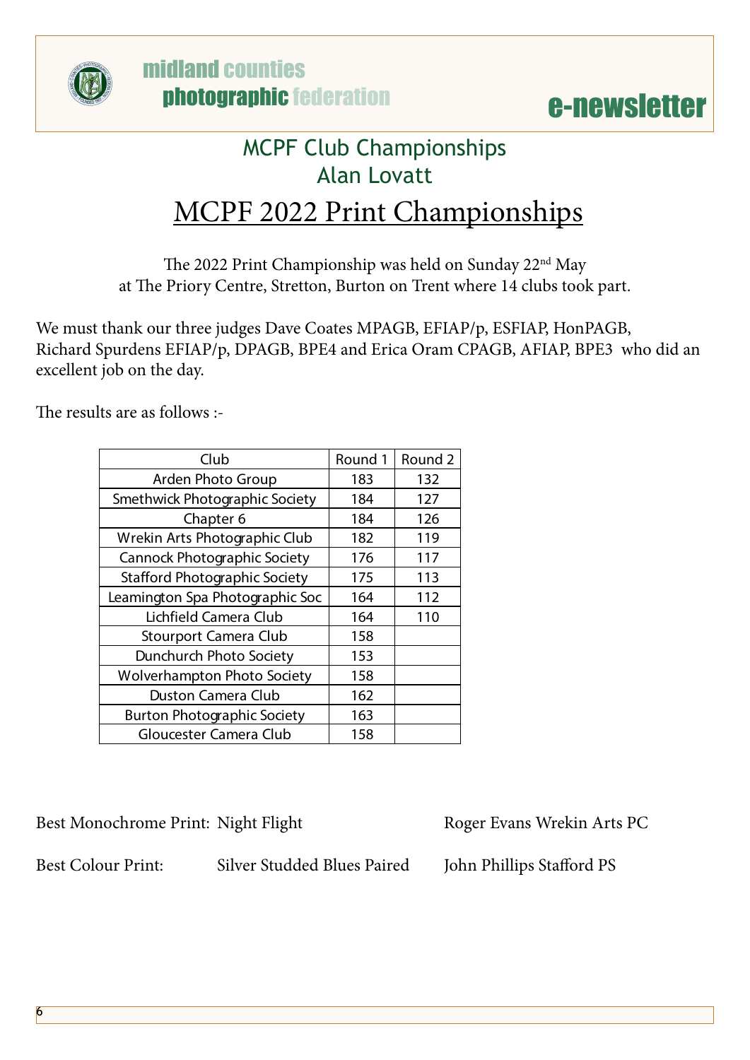## MCPF Club Championships
## Alan Lovatt

# MCPF 2022 Print Championships

The 2022 Print Championship was held on Sunday 22nd May at The Priory Centre, Stretton, Burton on Trent where 14 clubs took part.

We must thank our three judges Dave Coates MPAGB, EFIAP/p, ESFIAP, HonPAGB, Richard Spurdens EFIAP/p, DPAGB, BPE4 and Erica Oram CPAGB, AFIAP, BPE3 who did an excellent job on the day.

The results are as follows :-

| Club | Round 1 | Round 2 |
|---|---|---|
| Arden Photo Group | 183 | 132 |
| Smethwick Photographic Society | 184 | 127 |
| Chapter 6 | 184 | 126 |
| Wrekin Arts Photographic Club | 182 | 119 |
| Cannock Photographic Society | 176 | 117 |
| Stafford Photographic Society | 175 | 113 |
| Leamington Spa Photographic Soc | 164 | 112 |
| Lichfield Camera Club | 164 | 110 |
| Stourport Camera Club | 158 | |
| Dunchurch Photo Society | 153 | |
| Wolverhampton Photo Society | 158 | |
| Duston Camera Club | 162 | |
| Burton Photographic Society | 163 | |
| Gloucester Camera Club | 158 | |

Best Monochrome Print: Night Flight — Roger Evans Wrekin Arts PC

Best Colour Print: Silver Studded Blues Paired — John Phillips Stafford PS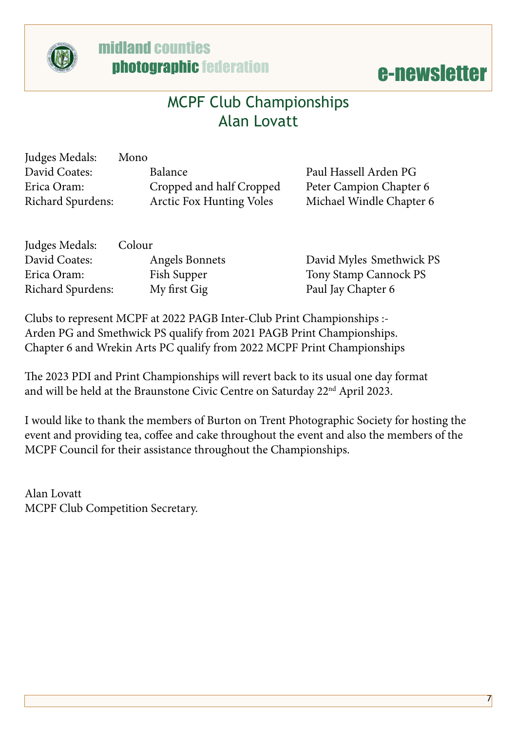## MCPF Club Championships
## Alan Lovatt

| Judges Medals: | Mono | |
|---|---|---|
| David Coates: | Balance | Paul Hassell Arden PG |
| Erica Oram: | Cropped and half Cropped | Peter Campion Chapter 6 |
| Richard Spurdens: | Arctic Fox Hunting Voles | Michael Windle Chapter 6 |

| Judges Medals: | Colour | |
|---|---|---|
| David Coates: | Angels Bonnets | David Myles Smethwick PS |
| Erica Oram: | Fish Supper | Tony Stamp Cannock PS |
| Richard Spurdens: | My first Gig | Paul Jay Chapter 6 |

Clubs to represent MCPF at 2022 PAGB Inter-Club Print Championships :-
Arden PG and Smethwick PS qualify from 2021 PAGB Print Championships.
Chapter 6 and Wrekin Arts PC qualify from 2022 MCPF Print Championships

The 2023 PDI and Print Championships will revert back to its usual one day format and will be held at the Braunstone Civic Centre on Saturday 22nd April 2023.

I would like to thank the members of Burton on Trent Photographic Society for hosting the event and providing tea, coffee and cake throughout the event and also the members of the MCPF Council for their assistance throughout the Championships.

Alan Lovatt
MCPF Club Competition Secretary.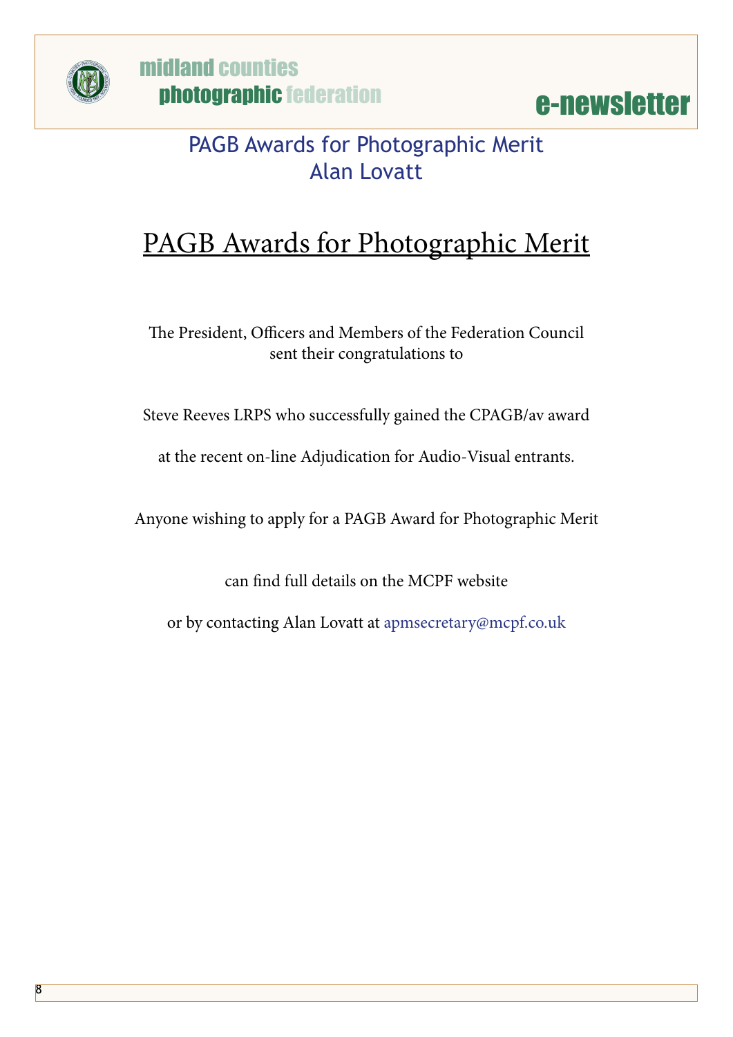## PAGB Awards for Photographic Merit
## Alan Lovatt

# PAGB Awards for Photographic Merit

The President, Officers and Members of the Federation Council sent their congratulations to

Steve Reeves LRPS who successfully gained the CPAGB/av award

at the recent on-line Adjudication for Audio-Visual entrants.

Anyone wishing to apply for a PAGB Award for Photographic Merit

can find full details on the MCPF website

or by contacting Alan Lovatt at apmsecretary@mcpf.co.uk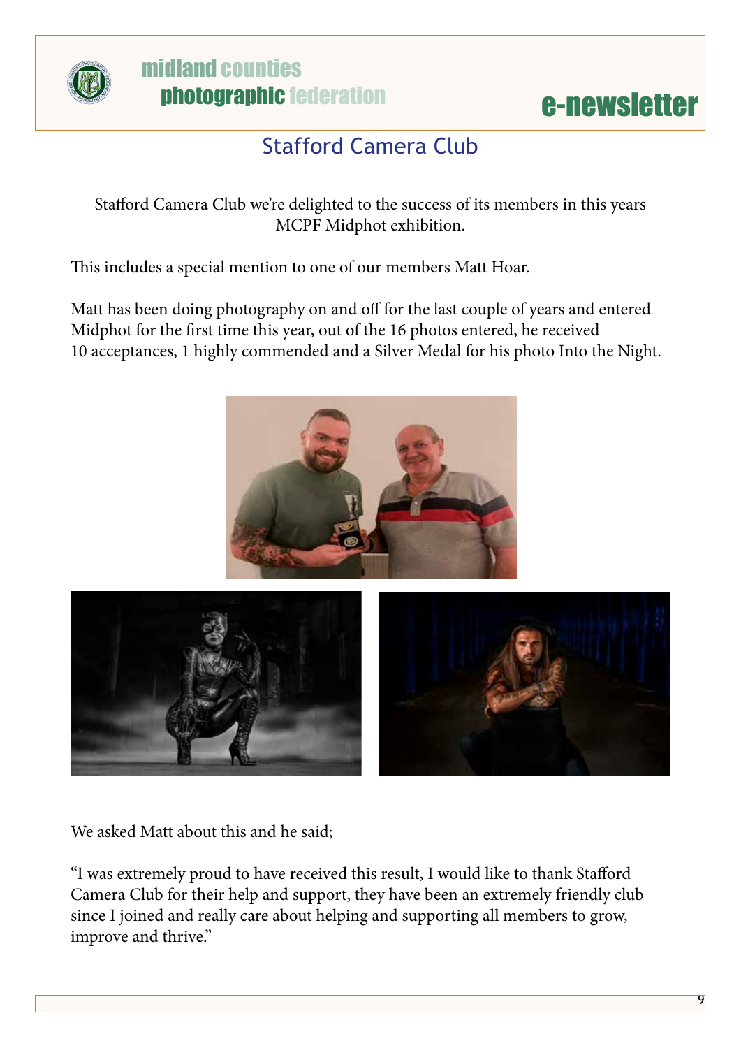## Stafford Camera Club

Stafford Camera Club we're delighted to the success of its members in this years MCPF Midphot exhibition.

This includes a special mention to one of our members Matt Hoar.

Matt has been doing photography on and off for the last couple of years and entered Midphot for the first time this year, out of the 16 photos entered, he received 10 acceptances, 1 highly commended and a Silver Medal for his photo Into the Night.

We asked Matt about this and he said;

"I was extremely proud to have received this result, I would like to thank Stafford Camera Club for their help and support, they have been an extremely friendly club since I joined and really care about helping and supporting all members to grow, improve and thrive."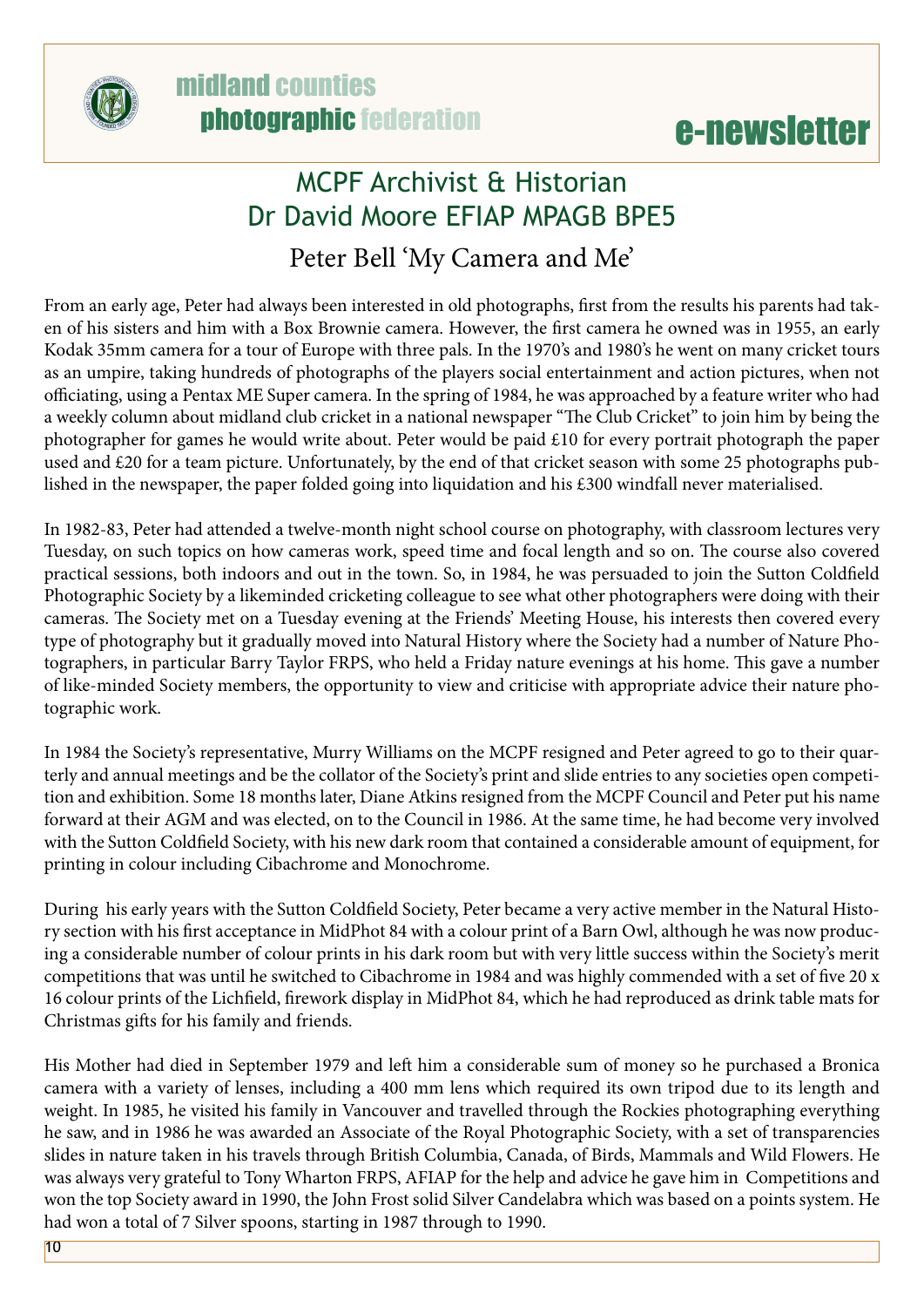## MCPF Archivist & Historian
## Dr David Moore EFIAP MPAGB BPE5

### Peter Bell 'My Camera and Me'

From an early age, Peter had always been interested in old photographs, first from the results his parents had taken of his sisters and him with a Box Brownie camera. However, the first camera he owned was in 1955, an early Kodak 35mm camera for a tour of Europe with three pals. In the 1970's and 1980's he went on many cricket tours as an umpire, taking hundreds of photographs of the players social entertainment and action pictures, when not officiating, using a Pentax ME Super camera. In the spring of 1984, he was approached by a feature writer who had a weekly column about midland club cricket in a national newspaper "The Club Cricket" to join him by being the photographer for games he would write about. Peter would be paid £10 for every portrait photograph the paper used and £20 for a team picture. Unfortunately, by the end of that cricket season with some 25 photographs published in the newspaper, the paper folded going into liquidation and his £300 windfall never materialised.

In 1982-83, Peter had attended a twelve-month night school course on photography, with classroom lectures very Tuesday, on such topics on how cameras work, speed time and focal length and so on. The course also covered practical sessions, both indoors and out in the town. So, in 1984, he was persuaded to join the Sutton Coldfield Photographic Society by a likeminded cricketing colleague to see what other photographers were doing with their cameras. The Society met on a Tuesday evening at the Friends' Meeting House, his interests then covered every type of photography but it gradually moved into Natural History where the Society had a number of Nature Photographers, in particular Barry Taylor FRPS, who held a Friday nature evenings at his home. This gave a number of like-minded Society members, the opportunity to view and criticise with appropriate advice their nature photographic work.

In 1984 the Society's representative, Murry Williams on the MCPF resigned and Peter agreed to go to their quarterly and annual meetings and be the collator of the Society's print and slide entries to any societies open competition and exhibition. Some 18 months later, Diane Atkins resigned from the MCPF Council and Peter put his name forward at their AGM and was elected, on to the Council in 1986. At the same time, he had become very involved with the Sutton Coldfield Society, with his new dark room that contained a considerable amount of equipment, for printing in colour including Cibachrome and Monochrome.

During his early years with the Sutton Coldfield Society, Peter became a very active member in the Natural History section with his first acceptance in MidPhot 84 with a colour print of a Barn Owl, although he was now producing a considerable number of colour prints in his dark room but with very little success within the Society's merit competitions that was until he switched to Cibachrome in 1984 and was highly commended with a set of five 20 x 16 colour prints of the Lichfield, firework display in MidPhot 84, which he had reproduced as drink table mats for Christmas gifts for his family and friends.

His Mother had died in September 1979 and left him a considerable sum of money so he purchased a Bronica camera with a variety of lenses, including a 400 mm lens which required its own tripod due to its length and weight. In 1985, he visited his family in Vancouver and travelled through the Rockies photographing everything he saw, and in 1986 he was awarded an Associate of the Royal Photographic Society, with a set of transparencies slides in nature taken in his travels through British Columbia, Canada, of Birds, Mammals and Wild Flowers. He was always very grateful to Tony Wharton FRPS, AFIAP for the help and advice he gave him in Competitions and won the top Society award in 1990, the John Frost solid Silver Candelabra which was based on a points system. He had won a total of 7 Silver spoons, starting in 1987 through to 1990.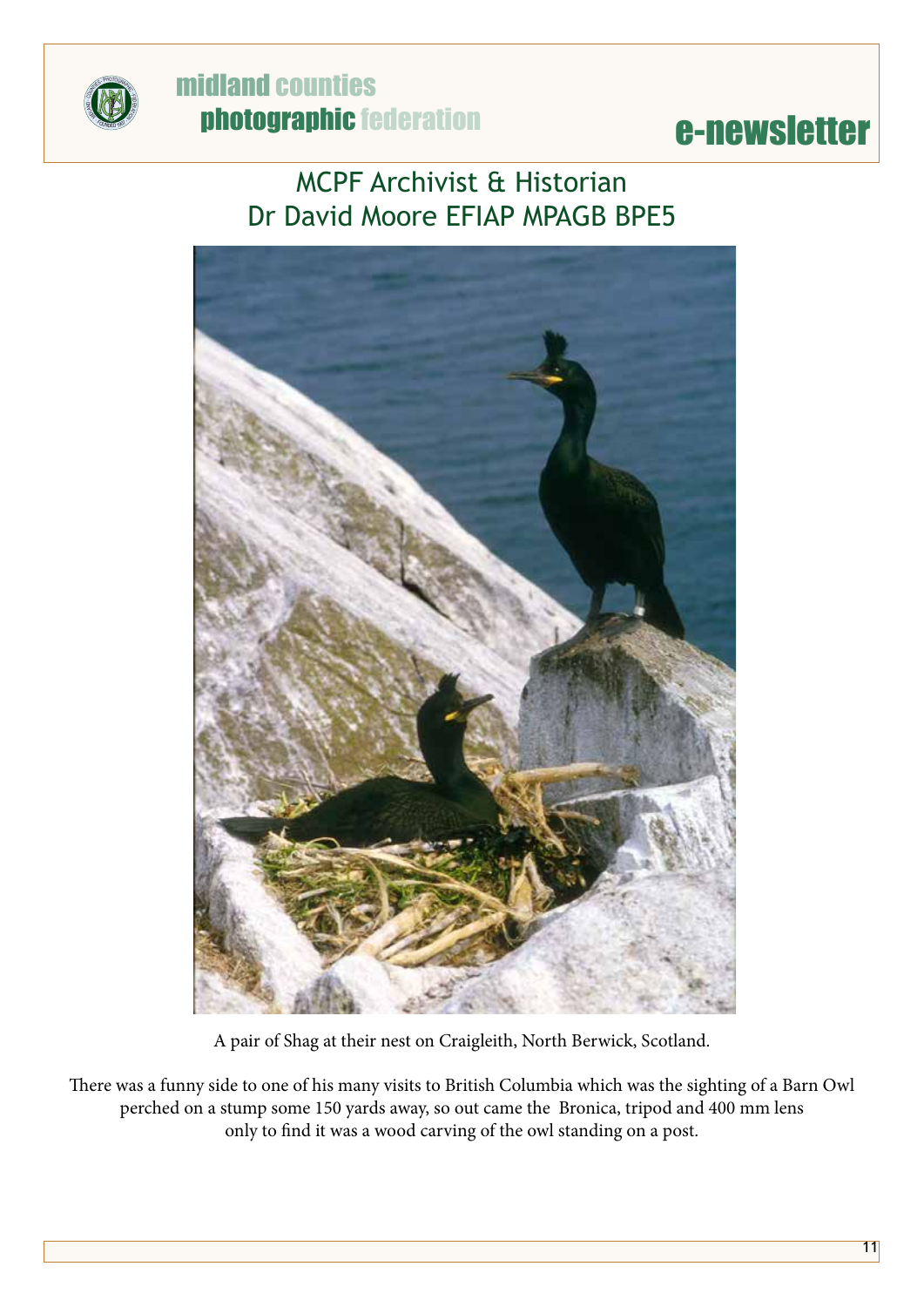## MCPF Archivist & Historian
## Dr David Moore EFIAP MPAGB BPE5

A pair of Shag at their nest on Craigleith, North Berwick, Scotland.

There was a funny side to one of his many visits to British Columbia which was the sighting of a Barn Owl perched on a stump some 150 yards away, so out came the Bronica, tripod and 400 mm lens only to find it was a wood carving of the owl standing on a post.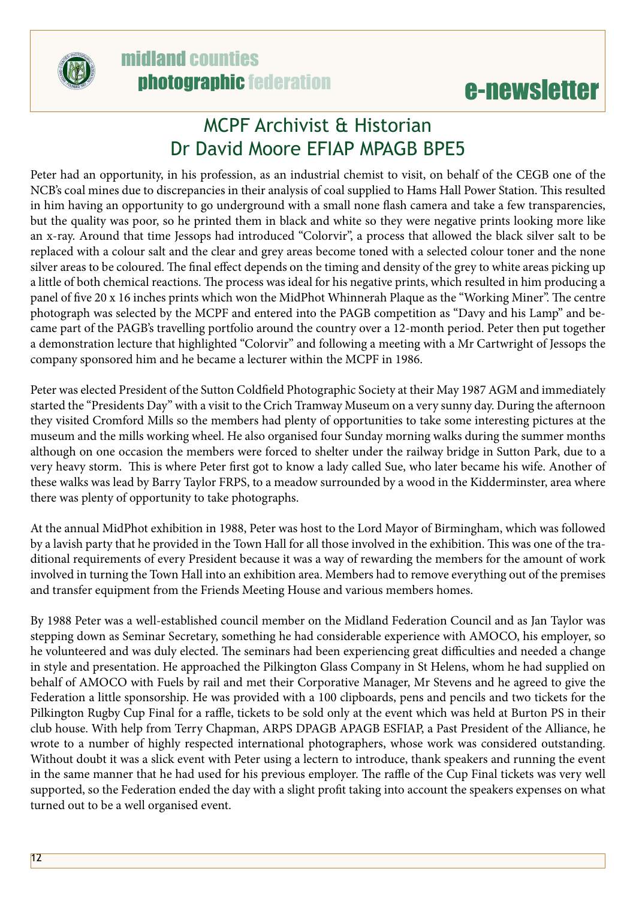# MCPF Archivist & Historian
## Dr David Moore EFIAP MPAGB BPE5

Peter had an opportunity, in his profession, as an industrial chemist to visit, on behalf of the CEGB one of the NCB's coal mines due to discrepancies in their analysis of coal supplied to Hams Hall Power Station. This resulted in him having an opportunity to go underground with a small none flash camera and take a few transparencies, but the quality was poor, so he printed them in black and white so they were negative prints looking more like an x-ray. Around that time Jessops had introduced "Colorvir", a process that allowed the black silver salt to be replaced with a colour salt and the clear and grey areas become toned with a selected colour toner and the none silver areas to be coloured. The final effect depends on the timing and density of the grey to white areas picking up a little of both chemical reactions. The process was ideal for his negative prints, which resulted in him producing a panel of five 20 x 16 inches prints which won the MidPhot Whinnerah Plaque as the "Working Miner". The centre photograph was selected by the MCPF and entered into the PAGB competition as "Davy and his Lamp" and became part of the PAGB's travelling portfolio around the country over a 12-month period. Peter then put together a demonstration lecture that highlighted "Colorvir" and following a meeting with a Mr Cartwright of Jessops the company sponsored him and he became a lecturer within the MCPF in 1986.

Peter was elected President of the Sutton Coldfield Photographic Society at their May 1987 AGM and immediately started the "Presidents Day" with a visit to the Crich Tramway Museum on a very sunny day. During the afternoon they visited Cromford Mills so the members had plenty of opportunities to take some interesting pictures at the museum and the mills working wheel. He also organised four Sunday morning walks during the summer months although on one occasion the members were forced to shelter under the railway bridge in Sutton Park, due to a very heavy storm. This is where Peter first got to know a lady called Sue, who later became his wife. Another of these walks was lead by Barry Taylor FRPS, to a meadow surrounded by a wood in the Kidderminster, area where there was plenty of opportunity to take photographs.

At the annual MidPhot exhibition in 1988, Peter was host to the Lord Mayor of Birmingham, which was followed by a lavish party that he provided in the Town Hall for all those involved in the exhibition. This was one of the traditional requirements of every President because it was a way of rewarding the members for the amount of work involved in turning the Town Hall into an exhibition area. Members had to remove everything out of the premises and transfer equipment from the Friends Meeting House and various members homes.

By 1988 Peter was a well-established council member on the Midland Federation Council and as Jan Taylor was stepping down as Seminar Secretary, something he had considerable experience with AMOCO, his employer, so he volunteered and was duly elected. The seminars had been experiencing great difficulties and needed a change in style and presentation. He approached the Pilkington Glass Company in St Helens, whom he had supplied on behalf of AMOCO with Fuels by rail and met their Corporative Manager, Mr Stevens and he agreed to give the Federation a little sponsorship. He was provided with a 100 clipboards, pens and pencils and two tickets for the Pilkington Rugby Cup Final for a raffle, tickets to be sold only at the event which was held at Burton PS in their club house. With help from Terry Chapman, ARPS DPAGB APAGB ESFIAP, a Past President of the Alliance, he wrote to a number of highly respected international photographers, whose work was considered outstanding. Without doubt it was a slick event with Peter using a lectern to introduce, thank speakers and running the event in the same manner that he had used for his previous employer. The raffle of the Cup Final tickets was very well supported, so the Federation ended the day with a slight profit taking into account the speakers expenses on what turned out to be a well organised event.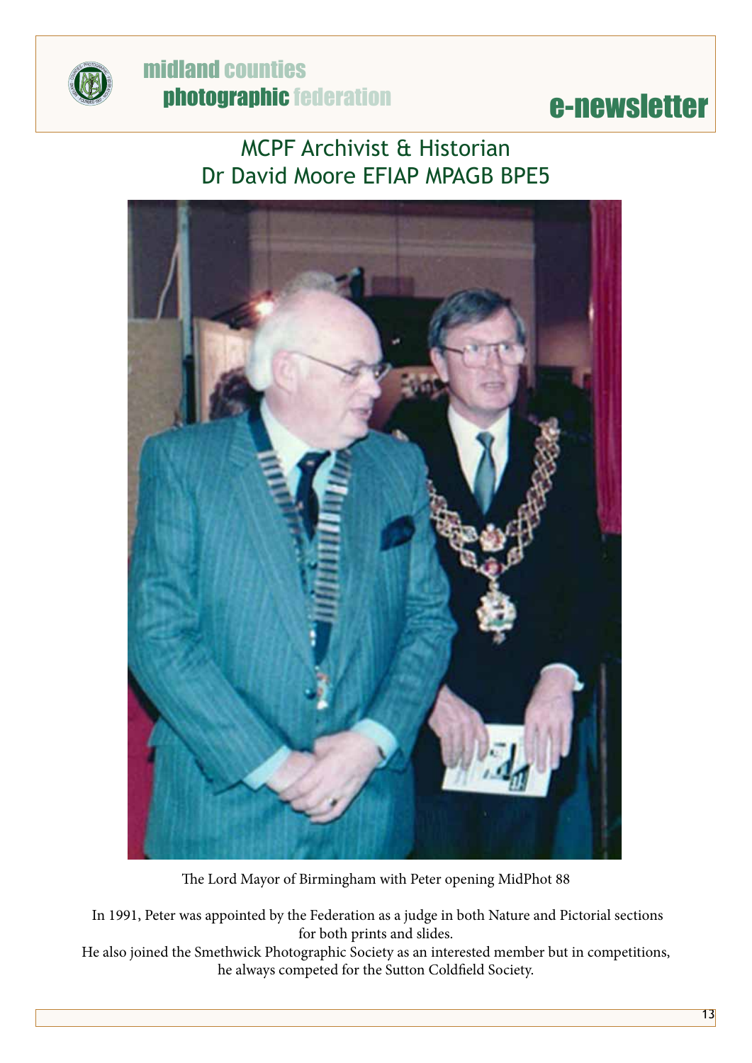## MCPF Archivist & Historian
## Dr David Moore EFIAP MPAGB BPE5

The Lord Mayor of Birmingham with Peter opening MidPhot 88

In 1991, Peter was appointed by the Federation as a judge in both Nature and Pictorial sections for both prints and slides.

He also joined the Smethwick Photographic Society as an interested member but in competitions, he always competed for the Sutton Coldfield Society.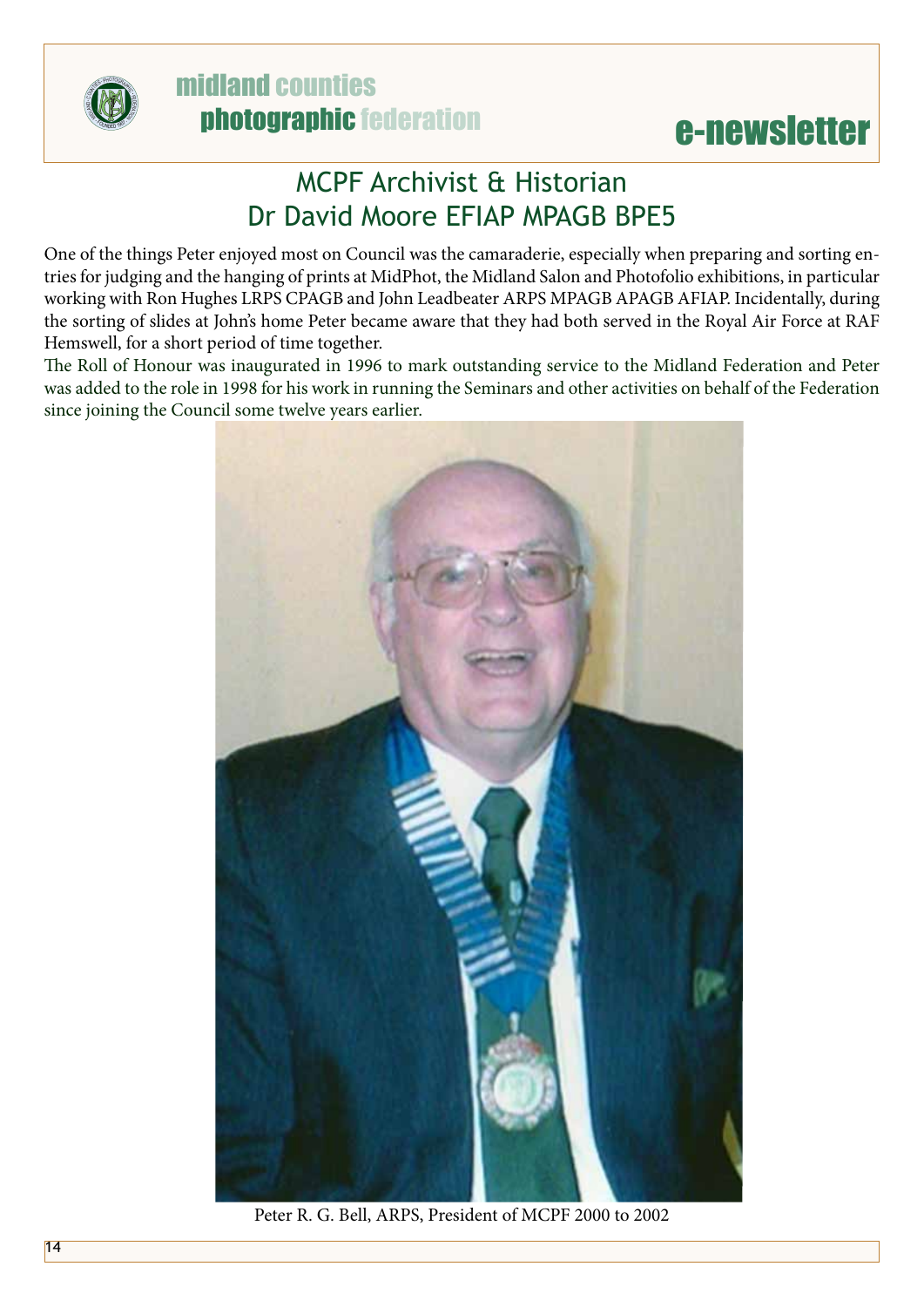## MCPF Archivist & Historian
## Dr David Moore EFIAP MPAGB BPE5

One of the things Peter enjoyed most on Council was the camaraderie, especially when preparing and sorting entries for judging and the hanging of prints at MidPhot, the Midland Salon and Photofolio exhibitions, in particular working with Ron Hughes LRPS CPAGB and John Leadbeater ARPS MPAGB APAGB AFIAP. Incidentally, during the sorting of slides at John's home Peter became aware that they had both served in the Royal Air Force at RAF Hemswell, for a short period of time together.

The Roll of Honour was inaugurated in 1996 to mark outstanding service to the Midland Federation and Peter was added to the role in 1998 for his work in running the Seminars and other activities on behalf of the Federation since joining the Council some twelve years earlier.

Peter R. G. Bell, ARPS, President of MCPF 2000 to 2002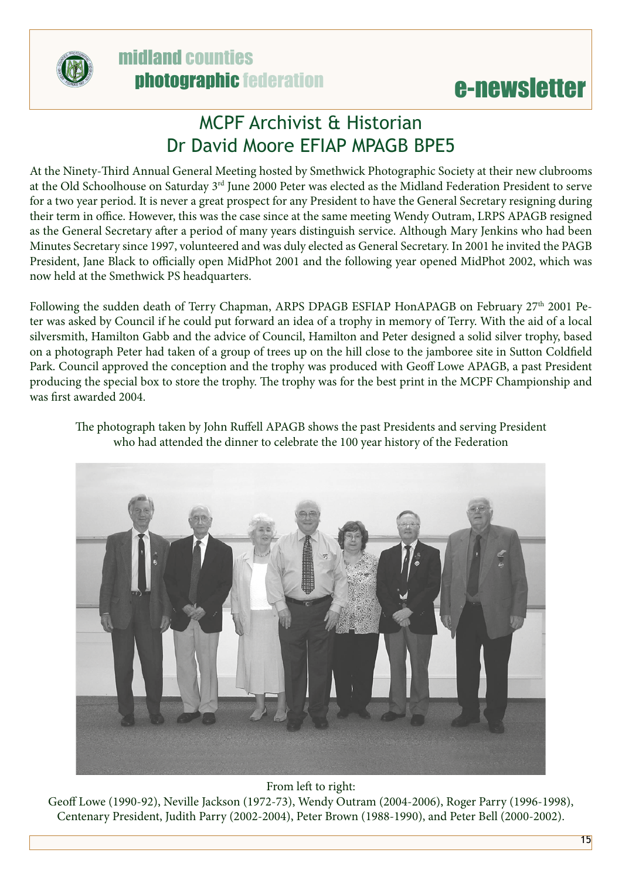# MCPF Archivist & Historian
## Dr David Moore EFIAP MPAGB BPE5

At the Ninety-Third Annual General Meeting hosted by Smethwick Photographic Society at their new clubrooms at the Old Schoolhouse on Saturday 3rd June 2000 Peter was elected as the Midland Federation President to serve for a two year period. It is never a great prospect for any President to have the General Secretary resigning during their term in office. However, this was the case since at the same meeting Wendy Outram, LRPS APAGB resigned as the General Secretary after a period of many years distinguish service. Although Mary Jenkins who had been Minutes Secretary since 1997, volunteered and was duly elected as General Secretary. In 2001 he invited the PAGB President, Jane Black to officially open MidPhot 2001 and the following year opened MidPhot 2002, which was now held at the Smethwick PS headquarters.

Following the sudden death of Terry Chapman, ARPS DPAGB ESFIAP HonAPAGB on February 27th 2001 Peter was asked by Council if he could put forward an idea of a trophy in memory of Terry. With the aid of a local silversmith, Hamilton Gabb and the advice of Council, Hamilton and Peter designed a solid silver trophy, based on a photograph Peter had taken of a group of trees up on the hill close to the jamboree site in Sutton Coldfield Park. Council approved the conception and the trophy was produced with Geoff Lowe APAGB, a past President producing the special box to store the trophy. The trophy was for the best print in the MCPF Championship and was first awarded 2004.

The photograph taken by John Ruffell APAGB shows the past Presidents and serving President who had attended the dinner to celebrate the 100 year history of the Federation

From left to right:
Geoff Lowe (1990-92), Neville Jackson (1972-73), Wendy Outram (2004-2006), Roger Parry (1996-1998), Centenary President, Judith Parry (2002-2004), Peter Brown (1988-1990), and Peter Bell (2000-2002).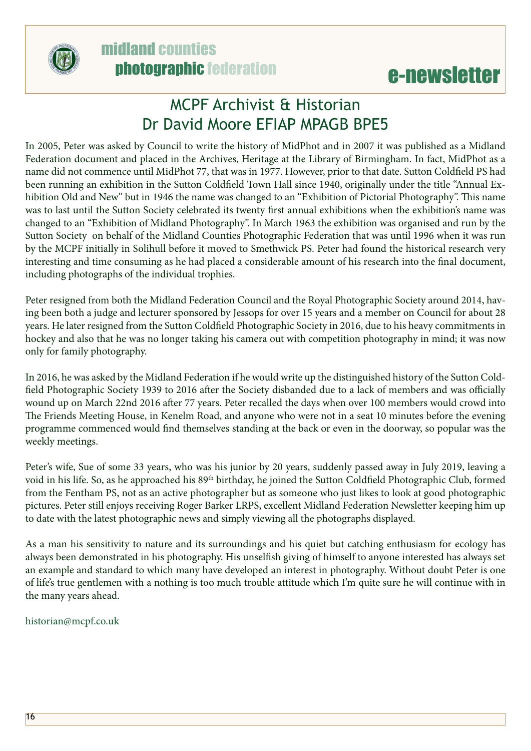## MCPF Archivist & Historian
## Dr David Moore EFIAP MPAGB BPE5

In 2005, Peter was asked by Council to write the history of MidPhot and in 2007 it was published as a Midland Federation document and placed in the Archives, Heritage at the Library of Birmingham. In fact, MidPhot as a name did not commence until MidPhot 77, that was in 1977. However, prior to that date. Sutton Coldfield PS had been running an exhibition in the Sutton Coldfield Town Hall since 1940, originally under the title "Annual Exhibition Old and New" but in 1946 the name was changed to an "Exhibition of Pictorial Photography". This name was to last until the Sutton Society celebrated its twenty first annual exhibitions when the exhibition's name was changed to an "Exhibition of Midland Photography". In March 1963 the exhibition was organised and run by the Sutton Society on behalf of the Midland Counties Photographic Federation that was until 1996 when it was run by the MCPF initially in Solihull before it moved to Smethwick PS. Peter had found the historical research very interesting and time consuming as he had placed a considerable amount of his research into the final document, including photographs of the individual trophies.

Peter resigned from both the Midland Federation Council and the Royal Photographic Society around 2014, having been both a judge and lecturer sponsored by Jessops for over 15 years and a member on Council for about 28 years. He later resigned from the Sutton Coldfield Photographic Society in 2016, due to his heavy commitments in hockey and also that he was no longer taking his camera out with competition photography in mind; it was now only for family photography.

In 2016, he was asked by the Midland Federation if he would write up the distinguished history of the Sutton Coldfield Photographic Society 1939 to 2016 after the Society disbanded due to a lack of members and was officially wound up on March 22nd 2016 after 77 years. Peter recalled the days when over 100 members would crowd into The Friends Meeting House, in Kenelm Road, and anyone who were not in a seat 10 minutes before the evening programme commenced would find themselves standing at the back or even in the doorway, so popular was the weekly meetings.

Peter's wife, Sue of some 33 years, who was his junior by 20 years, suddenly passed away in July 2019, leaving a void in his life. So, as he approached his 89th birthday, he joined the Sutton Coldfield Photographic Club, formed from the Fentham PS, not as an active photographer but as someone who just likes to look at good photographic pictures. Peter still enjoys receiving Roger Barker LRPS, excellent Midland Federation Newsletter keeping him up to date with the latest photographic news and simply viewing all the photographs displayed.

As a man his sensitivity to nature and its surroundings and his quiet but catching enthusiasm for ecology has always been demonstrated in his photography. His unselfish giving of himself to anyone interested has always set an example and standard to which many have developed an interest in photography. Without doubt Peter is one of life's true gentlemen with a nothing is too much trouble attitude which I'm quite sure he will continue with in the many years ahead.

historian@mcpf.co.uk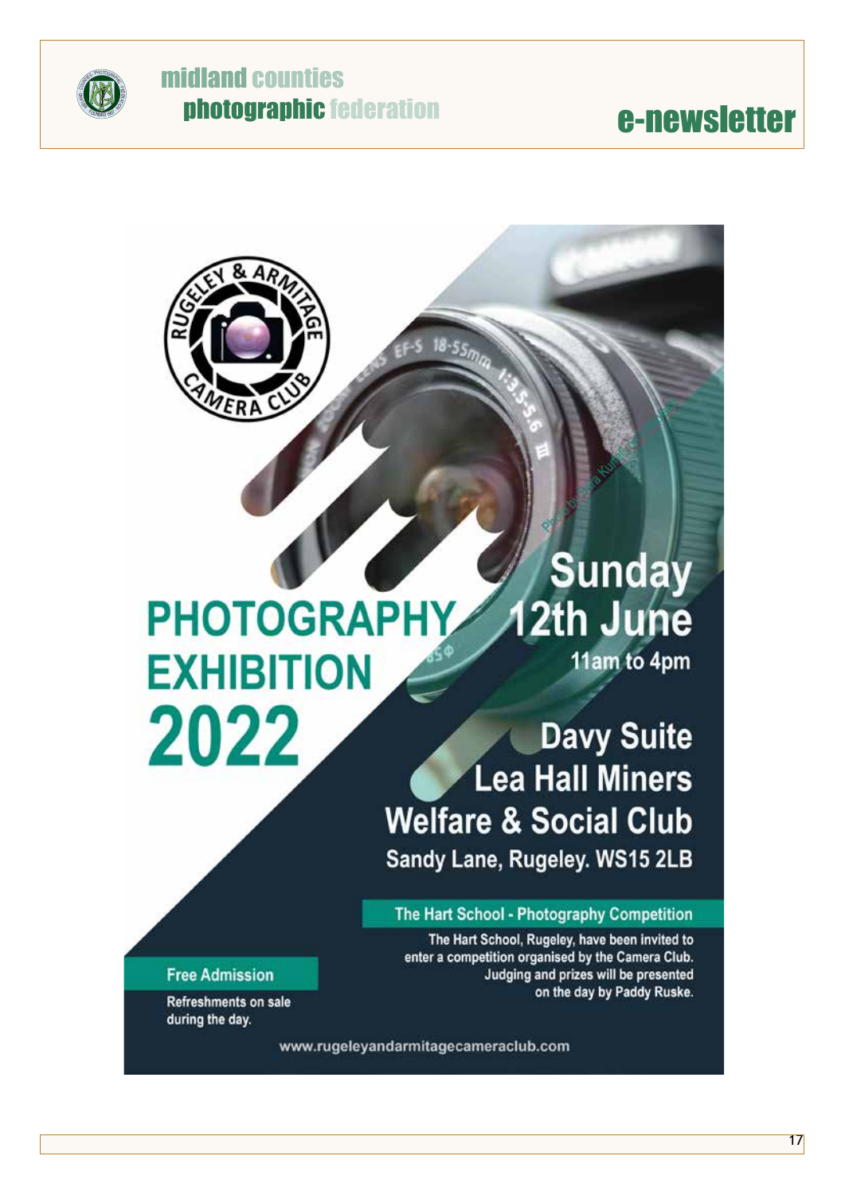# PHOTOGRAPHY EXHIBITION 2022

Rugeley & Armitage Camera Club

**Sunday 12th June**

11am to 4pm

**Davy Suite**
**Lea Hall Miners Welfare & Social Club**
Sandy Lane, Rugeley. WS15 2LB

## The Hart School - Photography Competition

The Hart School, Rugeley, have been invited to enter a competition organised by the Camera Club. Judging and prizes will be presented on the day by Paddy Ruske.

## Free Admission

Refreshments on sale during the day.

www.rugeleyandarmitagecameraclub.com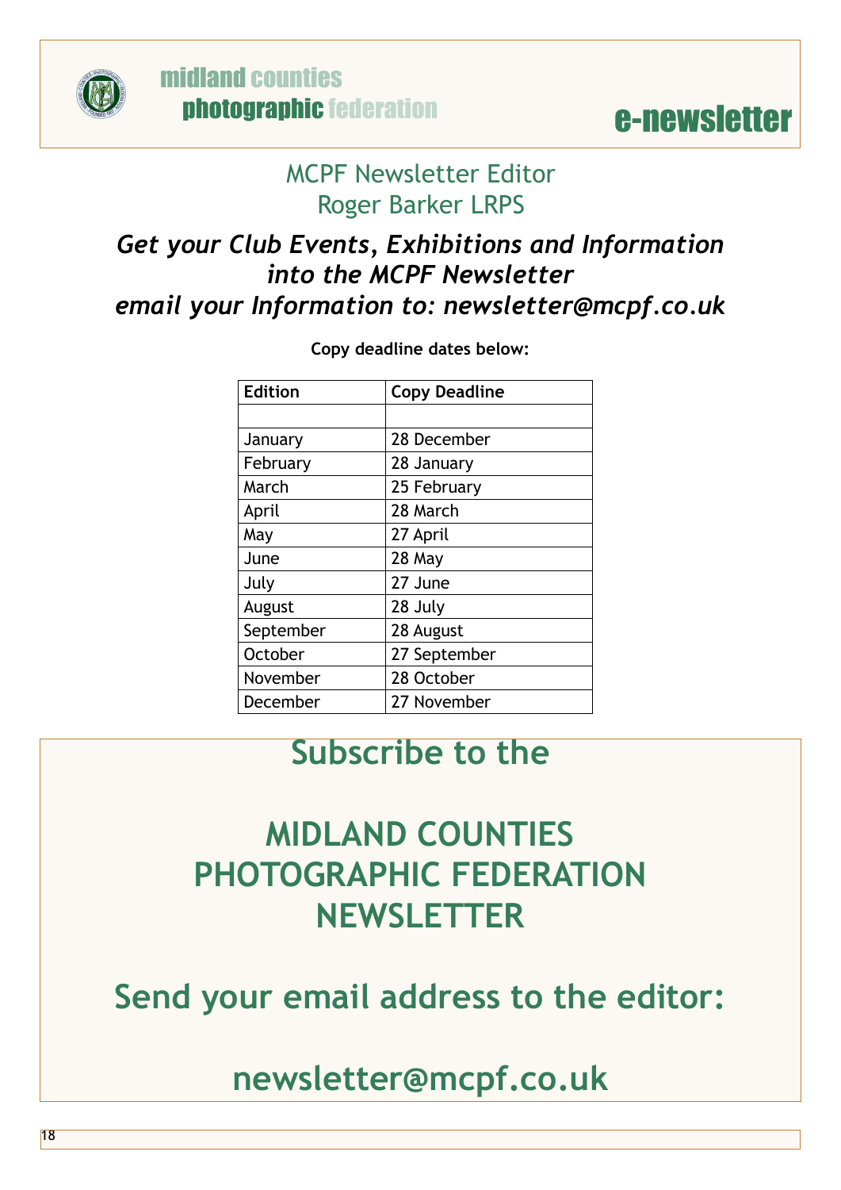midland counties photographic federation

# e-newsletter

## MCPF Newsletter Editor
## Roger Barker LRPS

***Get your Club Events, Exhibitions and Information into the MCPF Newsletter***
***email your Information to: newsletter@mcpf.co.uk***

**Copy deadline dates below:**

| Edition | Copy Deadline |
|---|---|
| | |
| January | 28 December |
| February | 28 January |
| March | 25 February |
| April | 28 March |
| May | 27 April |
| June | 28 May |
| July | 27 June |
| August | 28 July |
| September | 28 August |
| October | 27 September |
| November | 28 October |
| December | 27 November |

## Subscribe to the

## MIDLAND COUNTIES PHOTOGRAPHIC FEDERATION NEWSLETTER

## Send your email address to the editor:

## newsletter@mcpf.co.uk